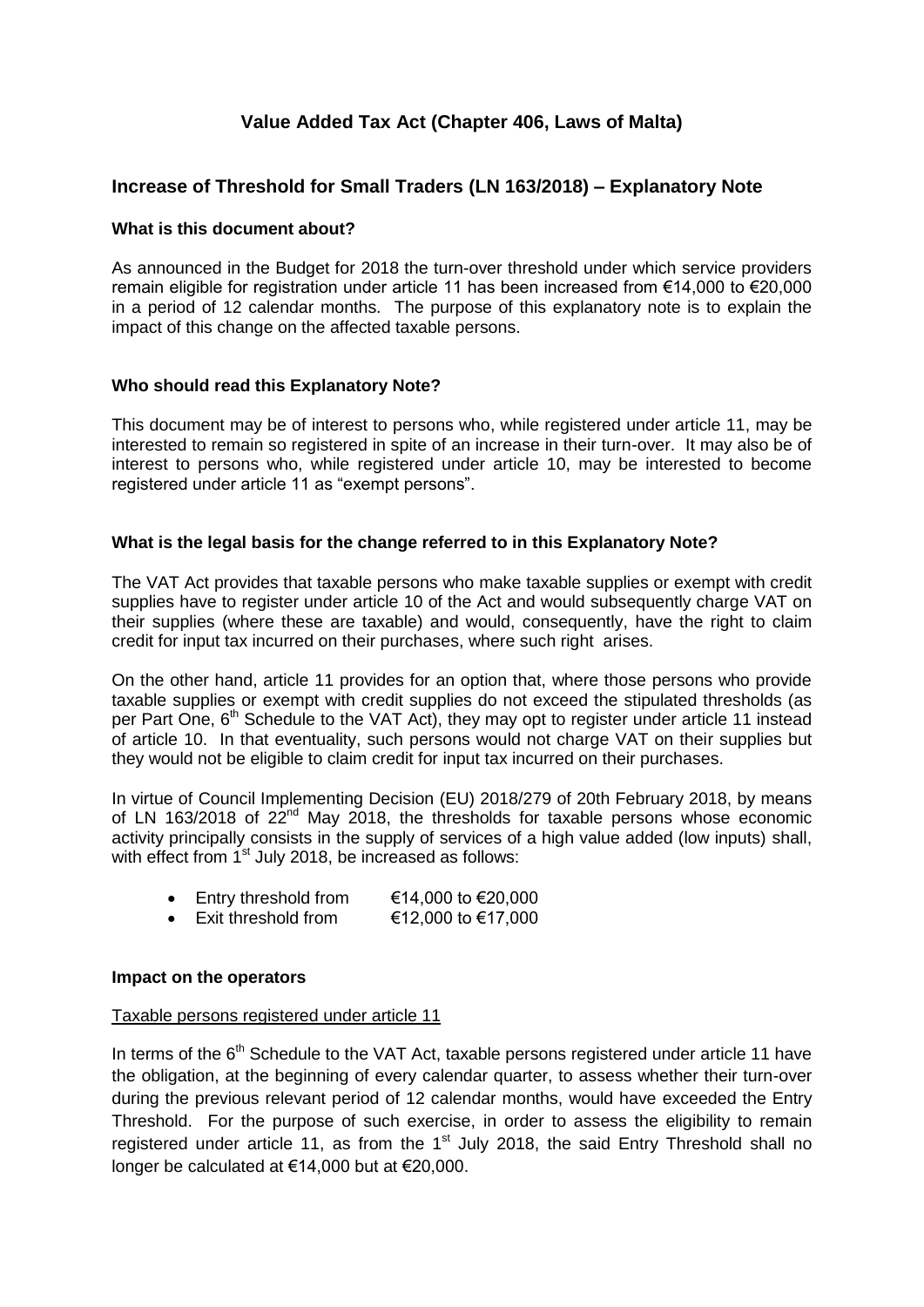# Value Added Tax Act (Chapter 406, Laws of Malta)

## Increase of Threshold for Small Traders (LN 163/2018) – Explanatory Note

### What is this document about?

As announced in the Budget for 2018 the turn-over threshold under which service providers remain eligible for registration under article 11 has been increased from €14,000 to €20,000 in a period of 12 calendar months. The purpose of this explanatory note is to explain the impact of this change on the affected taxable persons.

### Who should read this Explanatory Note?

This document may be of interest to persons who, while registered under article 11, may be interested to remain so registered in spite of an increase in their turn-over. It may also be of interest to persons who, while registered under article 10, may be interested to become registered under article 11 as "exempt persons".

### What is the legal basis for the change referred to in this Explanatory Note?

The VAT Act provides that taxable persons who make taxable supplies or exempt with credit supplies have to register under article 10 of the Act and would subsequently charge VAT on their supplies (where these are taxable) and would, consequently, have the right to claim credit for input tax incurred on their purchases, where such right arises.

On the other hand, article 11 provides for an option that, where those persons who provide taxable supplies or exempt with credit supplies do not exceed the stipulated thresholds (as per Part One, 6th Schedule to the VAT Act), they may opt to register under article 11 instead of article 10. In that eventuality, such persons would not charge VAT on their supplies but they would not be eligible to claim credit for input tax incurred on their purchases.

In virtue of Council Implementing Decision (EU) 2018/279 of 20th February 2018, by means of LN 163/2018 of 22nd May 2018, the thresholds for taxable persons whose economic activity principally consists in the supply of services of a high value added (low inputs) shall, with effect from 1st July 2018, be increased as follows:

- Entry threshold from €14,000 to €20,000
- Exit threshold from €12,000 to €17,000

### Impact on the operators

Taxable persons registered under article 11

In terms of the 6th Schedule to the VAT Act, taxable persons registered under article 11 have the obligation, at the beginning of every calendar quarter, to assess whether their turn-over during the previous relevant period of 12 calendar months, would have exceeded the Entry Threshold. For the purpose of such exercise, in order to assess the eligibility to remain registered under article 11, as from the 1st July 2018, the said Entry Threshold shall no longer be calculated at €14,000 but at €20,000.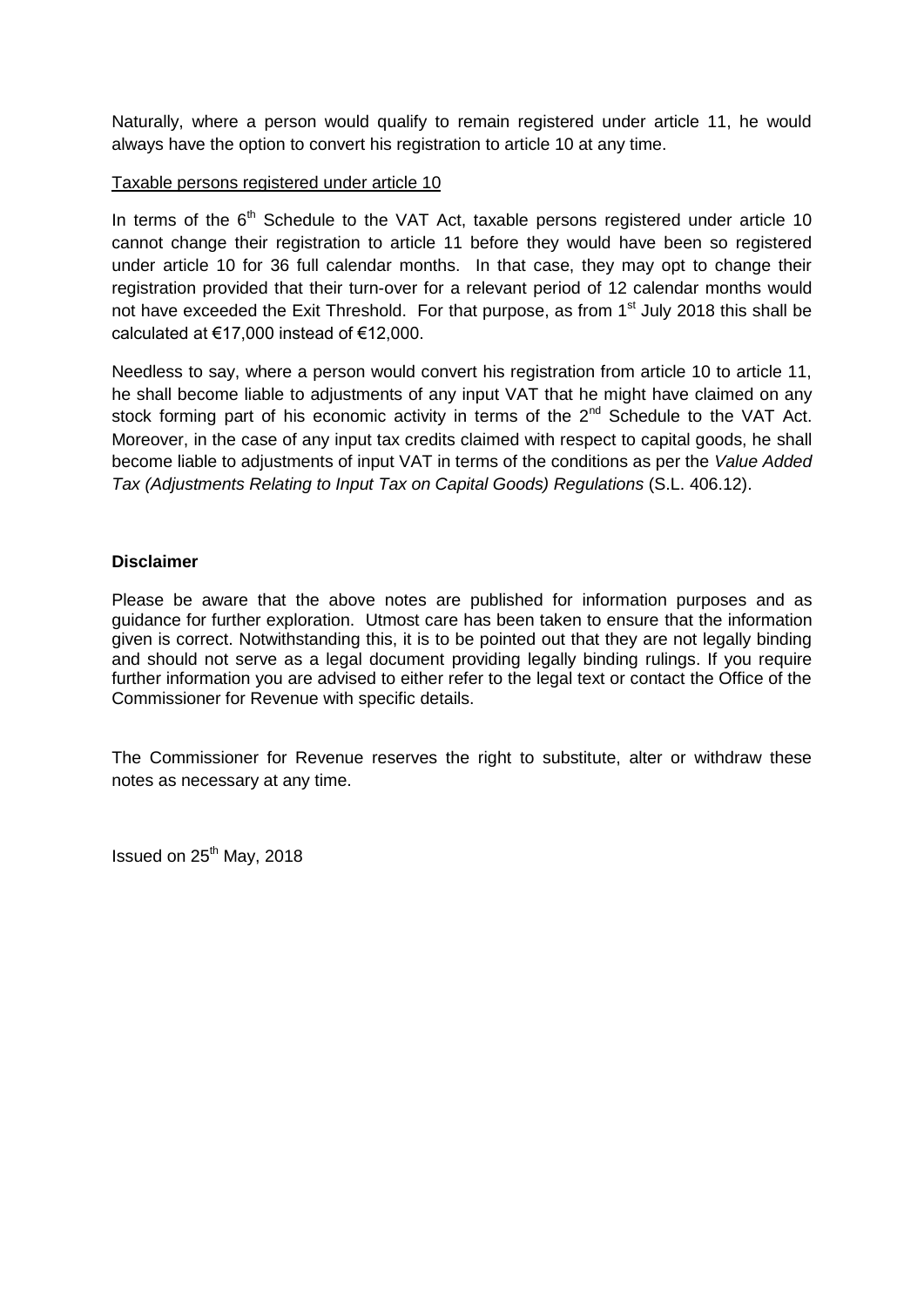Naturally, where a person would qualify to remain registered under article 11, he would always have the option to convert his registration to article 10 at any time.

Taxable persons registered under article 10

In terms of the 6th Schedule to the VAT Act, taxable persons registered under article 10 cannot change their registration to article 11 before they would have been so registered under article 10 for 36 full calendar months. In that case, they may opt to change their registration provided that their turn-over for a relevant period of 12 calendar months would not have exceeded the Exit Threshold. For that purpose, as from 1st July 2018 this shall be calculated at €17,000 instead of €12,000.

Needless to say, where a person would convert his registration from article 10 to article 11, he shall become liable to adjustments of any input VAT that he might have claimed on any stock forming part of his economic activity in terms of the 2nd Schedule to the VAT Act. Moreover, in the case of any input tax credits claimed with respect to capital goods, he shall become liable to adjustments of input VAT in terms of the conditions as per the *Value Added Tax (Adjustments Relating to Input Tax on Capital Goods) Regulations* (S.L. 406.12).

**Disclaimer**

Please be aware that the above notes are published for information purposes and as guidance for further exploration. Utmost care has been taken to ensure that the information given is correct. Notwithstanding this, it is to be pointed out that they are not legally binding and should not serve as a legal document providing legally binding rulings. If you require further information you are advised to either refer to the legal text or contact the Office of the Commissioner for Revenue with specific details.

The Commissioner for Revenue reserves the right to substitute, alter or withdraw these notes as necessary at any time.

Issued on 25th May, 2018